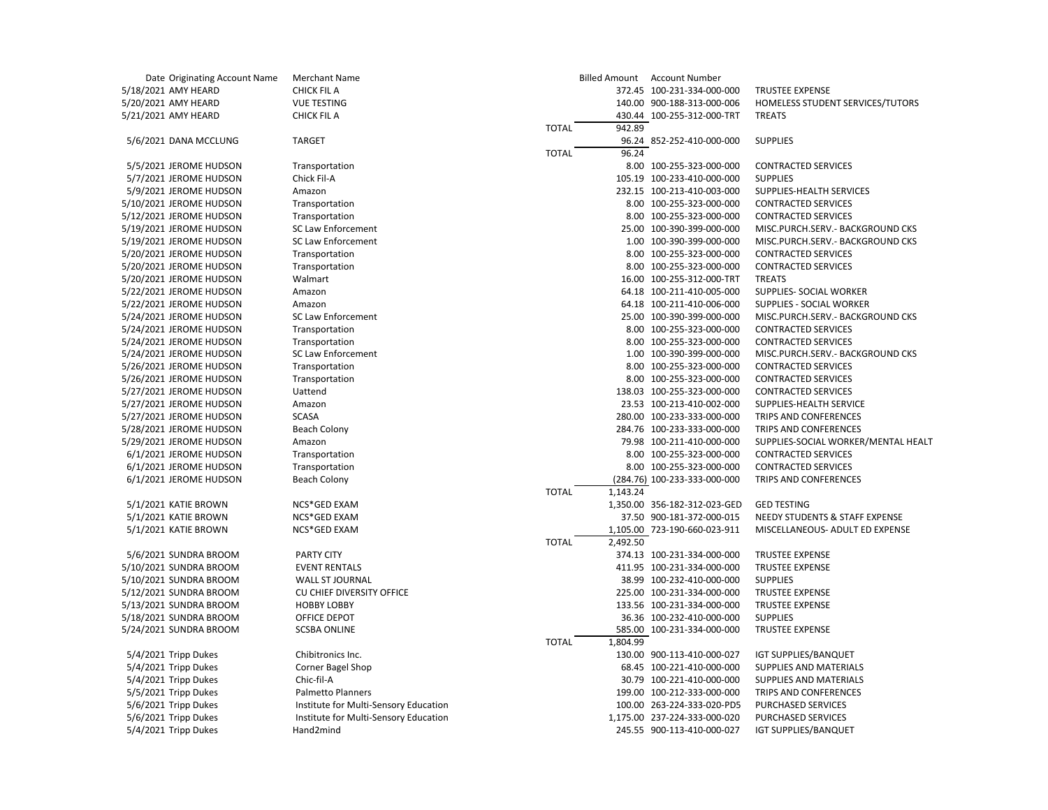| Date | Originating Account Name | Merchant Name | | Billed Amount | Account Number | |
|---|---|---|---|---|---|---|
| 5/18/2021 | AMY HEARD | CHICK FIL A | | 372.45 | 100-231-334-000-000 | TRUSTEE EXPENSE |
| 5/20/2021 | AMY HEARD | VUE TESTING | | 140.00 | 900-188-313-000-006 | HOMELESS STUDENT SERVICES/TUTORS |
| 5/21/2021 | AMY HEARD | CHICK FIL A | | 430.44 | 100-255-312-000-TRT | TREATS |
| | | | TOTAL | 942.89 | | |
| 5/6/2021 | DANA MCCLUNG | TARGET | | 96.24 | 852-252-410-000-000 | SUPPLIES |
| | | | TOTAL | 96.24 | | |
| 5/5/2021 | JEROME HUDSON | Transportation | | 8.00 | 100-255-323-000-000 | CONTRACTED SERVICES |
| 5/7/2021 | JEROME HUDSON | Chick Fil-A | | 105.19 | 100-233-410-000-000 | SUPPLIES |
| 5/9/2021 | JEROME HUDSON | Amazon | | 232.15 | 100-213-410-003-000 | SUPPLIES-HEALTH SERVICES |
| 5/10/2021 | JEROME HUDSON | Transportation | | 8.00 | 100-255-323-000-000 | CONTRACTED SERVICES |
| 5/12/2021 | JEROME HUDSON | Transportation | | 8.00 | 100-255-323-000-000 | CONTRACTED SERVICES |
| 5/19/2021 | JEROME HUDSON | SC Law Enforcement | | 25.00 | 100-390-399-000-000 | MISC.PURCH.SERV.- BACKGROUND CKS |
| 5/19/2021 | JEROME HUDSON | SC Law Enforcement | | 1.00 | 100-390-399-000-000 | MISC.PURCH.SERV.- BACKGROUND CKS |
| 5/20/2021 | JEROME HUDSON | Transportation | | 8.00 | 100-255-323-000-000 | CONTRACTED SERVICES |
| 5/20/2021 | JEROME HUDSON | Transportation | | 8.00 | 100-255-323-000-000 | CONTRACTED SERVICES |
| 5/20/2021 | JEROME HUDSON | Walmart | | 16.00 | 100-255-312-000-TRT | TREATS |
| 5/22/2021 | JEROME HUDSON | Amazon | | 64.18 | 100-211-410-005-000 | SUPPLIES- SOCIAL WORKER |
| 5/22/2021 | JEROME HUDSON | Amazon | | 64.18 | 100-211-410-006-000 | SUPPLIES - SOCIAL WORKER |
| 5/24/2021 | JEROME HUDSON | SC Law Enforcement | | 25.00 | 100-390-399-000-000 | MISC.PURCH.SERV.- BACKGROUND CKS |
| 5/24/2021 | JEROME HUDSON | Transportation | | 8.00 | 100-255-323-000-000 | CONTRACTED SERVICES |
| 5/24/2021 | JEROME HUDSON | Transportation | | 8.00 | 100-255-323-000-000 | CONTRACTED SERVICES |
| 5/24/2021 | JEROME HUDSON | SC Law Enforcement | | 1.00 | 100-390-399-000-000 | MISC.PURCH.SERV.- BACKGROUND CKS |
| 5/26/2021 | JEROME HUDSON | Transportation | | 8.00 | 100-255-323-000-000 | CONTRACTED SERVICES |
| 5/26/2021 | JEROME HUDSON | Transportation | | 8.00 | 100-255-323-000-000 | CONTRACTED SERVICES |
| 5/27/2021 | JEROME HUDSON | Uattend | | 138.03 | 100-255-323-000-000 | CONTRACTED SERVICES |
| 5/27/2021 | JEROME HUDSON | Amazon | | 23.53 | 100-213-410-002-000 | SUPPLIES-HEALTH SERVICE |
| 5/27/2021 | JEROME HUDSON | SCASA | | 280.00 | 100-233-333-000-000 | TRIPS AND CONFERENCES |
| 5/28/2021 | JEROME HUDSON | Beach Colony | | 284.76 | 100-233-333-000-000 | TRIPS AND CONFERENCES |
| 5/29/2021 | JEROME HUDSON | Amazon | | 79.98 | 100-211-410-000-000 | SUPPLIES-SOCIAL WORKER/MENTAL HEALT |
| 6/1/2021 | JEROME HUDSON | Transportation | | 8.00 | 100-255-323-000-000 | CONTRACTED SERVICES |
| 6/1/2021 | JEROME HUDSON | Transportation | | 8.00 | 100-255-323-000-000 | CONTRACTED SERVICES |
| 6/1/2021 | JEROME HUDSON | Beach Colony | | (284.76) | 100-233-333-000-000 | TRIPS AND CONFERENCES |
| | | | TOTAL | 1,143.24 | | |
| 5/1/2021 | KATIE BROWN | NCS*GED EXAM | | 1,350.00 | 356-182-312-023-GED | GED TESTING |
| 5/1/2021 | KATIE BROWN | NCS*GED EXAM | | 37.50 | 900-181-372-000-015 | NEEDY STUDENTS & STAFF EXPENSE |
| 5/1/2021 | KATIE BROWN | NCS*GED EXAM | | 1,105.00 | 723-190-660-023-911 | MISCELLANEOUS- ADULT ED EXPENSE |
| | | | TOTAL | 2,492.50 | | |
| 5/6/2021 | SUNDRA BROOM | PARTY CITY | | 374.13 | 100-231-334-000-000 | TRUSTEE EXPENSE |
| 5/10/2021 | SUNDRA BROOM | EVENT RENTALS | | 411.95 | 100-231-334-000-000 | TRUSTEE EXPENSE |
| 5/10/2021 | SUNDRA BROOM | WALL ST JOURNAL | | 38.99 | 100-232-410-000-000 | SUPPLIES |
| 5/12/2021 | SUNDRA BROOM | CU CHIEF DIVERSITY OFFICE | | 225.00 | 100-231-334-000-000 | TRUSTEE EXPENSE |
| 5/13/2021 | SUNDRA BROOM | HOBBY LOBBY | | 133.56 | 100-231-334-000-000 | TRUSTEE EXPENSE |
| 5/18/2021 | SUNDRA BROOM | OFFICE DEPOT | | 36.36 | 100-232-410-000-000 | SUPPLIES |
| 5/24/2021 | SUNDRA BROOM | SCSBA ONLINE | | 585.00 | 100-231-334-000-000 | TRUSTEE EXPENSE |
| | | | TOTAL | 1,804.99 | | |
| 5/4/2021 | Tripp Dukes | Chibitronics Inc. | | 130.00 | 900-113-410-000-027 | IGT SUPPLIES/BANQUET |
| 5/4/2021 | Tripp Dukes | Corner Bagel Shop | | 68.45 | 100-221-410-000-000 | SUPPLIES AND MATERIALS |
| 5/4/2021 | Tripp Dukes | Chic-fil-A | | 30.79 | 100-221-410-000-000 | SUPPLIES AND MATERIALS |
| 5/5/2021 | Tripp Dukes | Palmetto Planners | | 199.00 | 100-212-333-000-000 | TRIPS AND CONFERENCES |
| 5/6/2021 | Tripp Dukes | Institute for Multi-Sensory Education | | 100.00 | 263-224-333-020-PD5 | PURCHASED SERVICES |
| 5/6/2021 | Tripp Dukes | Institute for Multi-Sensory Education | | 1,175.00 | 237-224-333-000-020 | PURCHASED SERVICES |
| 5/4/2021 | Tripp Dukes | Hand2mind | | 245.55 | 900-113-410-000-027 | IGT SUPPLIES/BANQUET |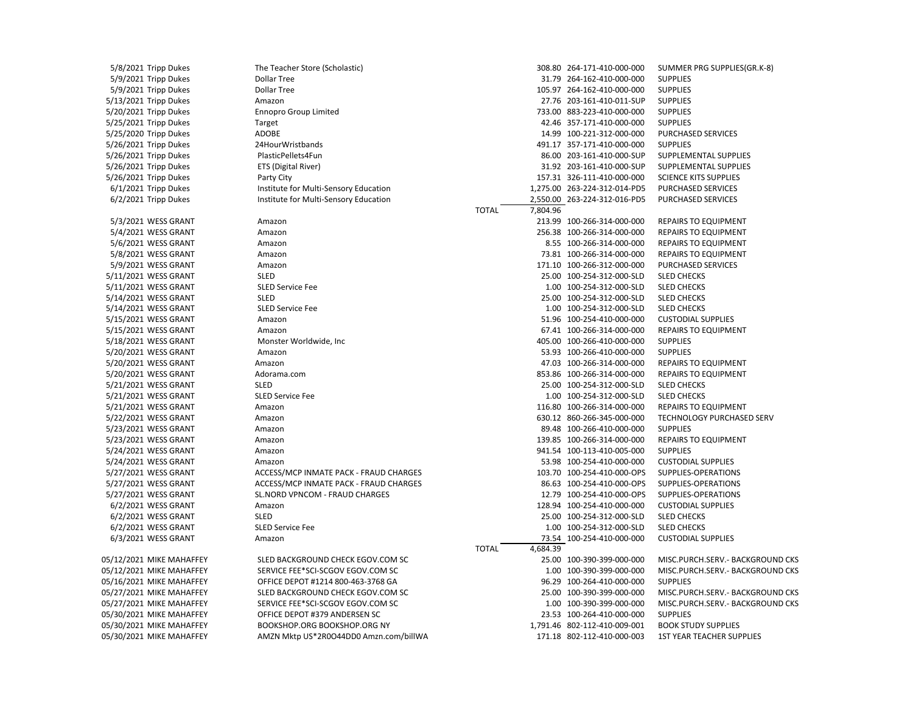| | | | | | | |
|---|---|---|---|---|---|---|
| 5/8/2021 | Tripp Dukes | The Teacher Store (Scholastic) | | 308.80 | 264-171-410-000-000 | SUMMER PRG SUPPLIES(GR.K-8) |
| 5/9/2021 | Tripp Dukes | Dollar Tree | | 31.79 | 264-162-410-000-000 | SUPPLIES |
| 5/9/2021 | Tripp Dukes | Dollar Tree | | 105.97 | 264-162-410-000-000 | SUPPLIES |
| 5/13/2021 | Tripp Dukes | Amazon | | 27.76 | 203-161-410-011-SUP | SUPPLIES |
| 5/20/2021 | Tripp Dukes | Ennopro Group Limited | | 733.00 | 883-223-410-000-000 | SUPPLIES |
| 5/25/2021 | Tripp Dukes | Target | | 42.46 | 357-171-410-000-000 | SUPPLIES |
| 5/25/2020 | Tripp Dukes | ADOBE | | 14.99 | 100-221-312-000-000 | PURCHASED SERVICES |
| 5/26/2021 | Tripp Dukes | 24HourWristbands | | 491.17 | 357-171-410-000-000 | SUPPLIES |
| 5/26/2021 | Tripp Dukes | PlasticPellets4Fun | | 86.00 | 203-161-410-000-SUP | SUPPLEMENTAL SUPPLIES |
| 5/26/2021 | Tripp Dukes | ETS (Digital River) | | 31.92 | 203-161-410-000-SUP | SUPPLEMENTAL SUPPLIES |
| 5/26/2021 | Tripp Dukes | Party City | | 157.31 | 326-111-410-000-000 | SCIENCE KITS SUPPLIES |
| 6/1/2021 | Tripp Dukes | Institute for Multi-Sensory Education | | 1,275.00 | 263-224-312-014-PD5 | PURCHASED SERVICES |
| 6/2/2021 | Tripp Dukes | Institute for Multi-Sensory Education | | 2,550.00 | 263-224-312-016-PD5 | PURCHASED SERVICES |
| | | | TOTAL | 7,804.96 | | |
| 5/3/2021 | WESS GRANT | Amazon | | 213.99 | 100-266-314-000-000 | REPAIRS TO EQUIPMENT |
| 5/4/2021 | WESS GRANT | Amazon | | 256.38 | 100-266-314-000-000 | REPAIRS TO EQUIPMENT |
| 5/6/2021 | WESS GRANT | Amazon | | 8.55 | 100-266-314-000-000 | REPAIRS TO EQUIPMENT |
| 5/8/2021 | WESS GRANT | Amazon | | 73.81 | 100-266-314-000-000 | REPAIRS TO EQUIPMENT |
| 5/9/2021 | WESS GRANT | Amazon | | 171.10 | 100-266-312-000-000 | PURCHASED SERVICES |
| 5/11/2021 | WESS GRANT | SLED | | 25.00 | 100-254-312-000-SLD | SLED CHECKS |
| 5/11/2021 | WESS GRANT | SLED Service Fee | | 1.00 | 100-254-312-000-SLD | SLED CHECKS |
| 5/14/2021 | WESS GRANT | SLED | | 25.00 | 100-254-312-000-SLD | SLED CHECKS |
| 5/14/2021 | WESS GRANT | SLED Service Fee | | 1.00 | 100-254-312-000-SLD | SLED CHECKS |
| 5/15/2021 | WESS GRANT | Amazon | | 51.96 | 100-254-410-000-000 | CUSTODIAL SUPPLIES |
| 5/15/2021 | WESS GRANT | Amazon | | 67.41 | 100-266-314-000-000 | REPAIRS TO EQUIPMENT |
| 5/18/2021 | WESS GRANT | Monster Worldwide, Inc | | 405.00 | 100-266-410-000-000 | SUPPLIES |
| 5/20/2021 | WESS GRANT | Amazon | | 53.93 | 100-266-410-000-000 | SUPPLIES |
| 5/20/2021 | WESS GRANT | Amazon | | 47.03 | 100-266-314-000-000 | REPAIRS TO EQUIPMENT |
| 5/20/2021 | WESS GRANT | Adorama.com | | 853.86 | 100-266-314-000-000 | REPAIRS TO EQUIPMENT |
| 5/21/2021 | WESS GRANT | SLED | | 25.00 | 100-254-312-000-SLD | SLED CHECKS |
| 5/21/2021 | WESS GRANT | SLED Service Fee | | 1.00 | 100-254-312-000-SLD | SLED CHECKS |
| 5/21/2021 | WESS GRANT | Amazon | | 116.80 | 100-266-314-000-000 | REPAIRS TO EQUIPMENT |
| 5/22/2021 | WESS GRANT | Amazon | | 630.12 | 860-266-345-000-000 | TECHNOLOGY PURCHASED SERV |
| 5/23/2021 | WESS GRANT | Amazon | | 89.48 | 100-266-410-000-000 | SUPPLIES |
| 5/23/2021 | WESS GRANT | Amazon | | 139.85 | 100-266-314-000-000 | REPAIRS TO EQUIPMENT |
| 5/24/2021 | WESS GRANT | Amazon | | 941.54 | 100-113-410-005-000 | SUPPLIES |
| 5/24/2021 | WESS GRANT | Amazon | | 53.98 | 100-254-410-000-000 | CUSTODIAL SUPPLIES |
| 5/27/2021 | WESS GRANT | ACCESS/MCP INMATE PACK - FRAUD CHARGES | | 103.70 | 100-254-410-000-OPS | SUPPLIES-OPERATIONS |
| 5/27/2021 | WESS GRANT | ACCESS/MCP INMATE PACK - FRAUD CHARGES | | 86.63 | 100-254-410-000-OPS | SUPPLIES-OPERATIONS |
| 5/27/2021 | WESS GRANT | SL.NORD VPNCOM - FRAUD CHARGES | | 12.79 | 100-254-410-000-OPS | SUPPLIES-OPERATIONS |
| 6/2/2021 | WESS GRANT | Amazon | | 128.94 | 100-254-410-000-000 | CUSTODIAL SUPPLIES |
| 6/2/2021 | WESS GRANT | SLED | | 25.00 | 100-254-312-000-SLD | SLED CHECKS |
| 6/2/2021 | WESS GRANT | SLED Service Fee | | 1.00 | 100-254-312-000-SLD | SLED CHECKS |
| 6/3/2021 | WESS GRANT | Amazon | | 73.54 | 100-254-410-000-000 | CUSTODIAL SUPPLIES |
| | | | TOTAL | 4,684.39 | | |
| 05/12/2021 | MIKE MAHAFFEY | SLED BACKGROUND CHECK EGOV.COM SC | | 25.00 | 100-390-399-000-000 | MISC.PURCH.SERV.- BACKGROUND CKS |
| 05/12/2021 | MIKE MAHAFFEY | SERVICE FEE*SCI-SCGOV EGOV.COM SC | | 1.00 | 100-390-399-000-000 | MISC.PURCH.SERV.- BACKGROUND CKS |
| 05/16/2021 | MIKE MAHAFFEY | OFFICE DEPOT #1214 800-463-3768 GA | | 96.29 | 100-264-410-000-000 | SUPPLIES |
| 05/27/2021 | MIKE MAHAFFEY | SLED BACKGROUND CHECK EGOV.COM SC | | 25.00 | 100-390-399-000-000 | MISC.PURCH.SERV.- BACKGROUND CKS |
| 05/27/2021 | MIKE MAHAFFEY | SERVICE FEE*SCI-SCGOV EGOV.COM SC | | 1.00 | 100-390-399-000-000 | MISC.PURCH.SERV.- BACKGROUND CKS |
| 05/30/2021 | MIKE MAHAFFEY | OFFICE DEPOT #379 ANDERSEN SC | | 23.53 | 100-264-410-000-000 | SUPPLIES |
| 05/30/2021 | MIKE MAHAFFEY | BOOKSHOP.ORG BOOKSHOP.ORG NY | | 1,791.46 | 802-112-410-009-001 | BOOK STUDY SUPPLIES |
| 05/30/2021 | MIKE MAHAFFEY | AMZN Mktp US*2R0O44DD0 Amzn.com/billWA | | 171.18 | 802-112-410-000-003 | 1ST YEAR TEACHER SUPPLIES |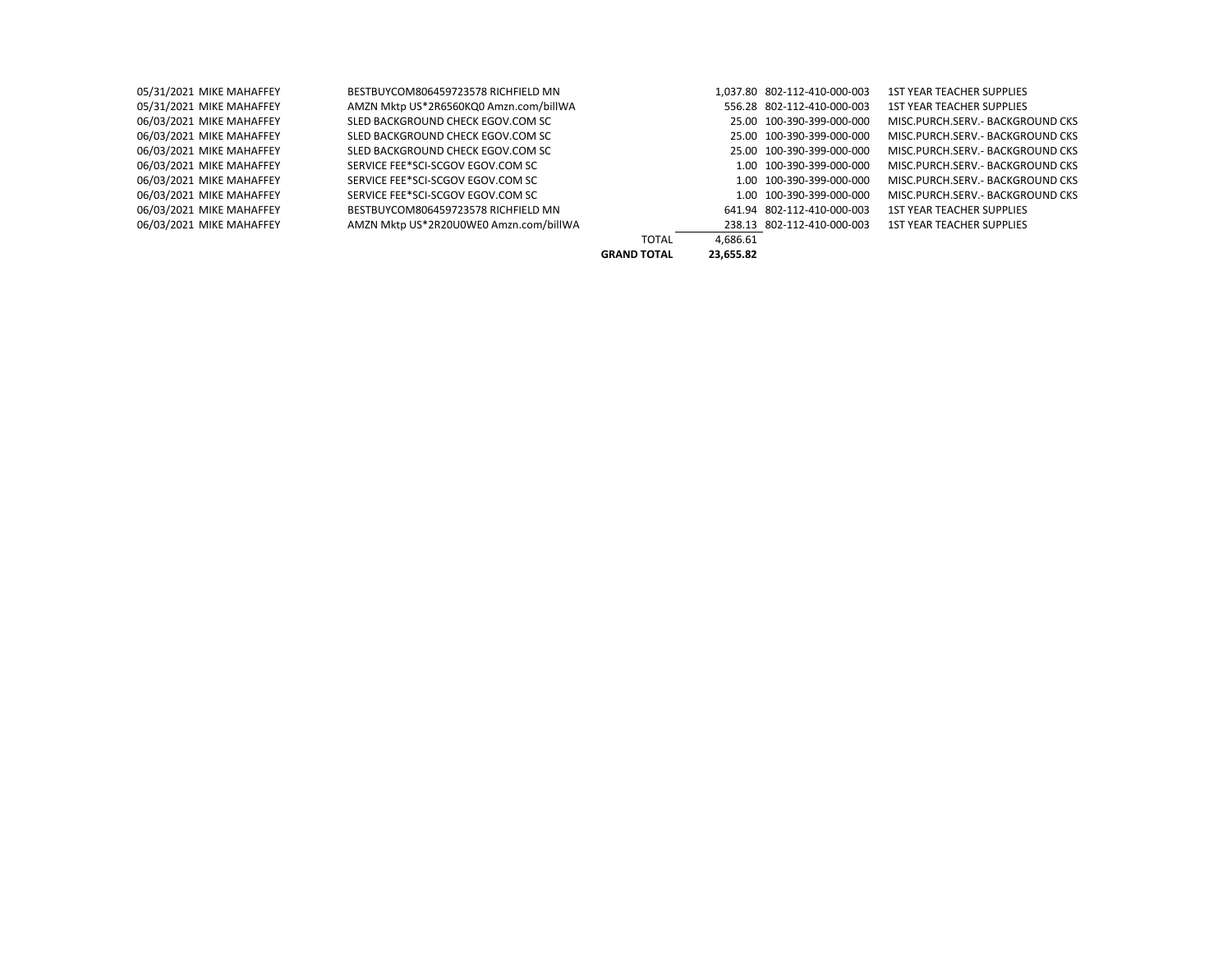| | | | | | |
|---|---|---|---|---|---|
| 05/31/2021 | MIKE MAHAFFEY | BESTBUYCOM806459723578 RICHFIELD MN | 1,037.80 | 802-112-410-000-003 | 1ST YEAR TEACHER SUPPLIES |
| 05/31/2021 | MIKE MAHAFFEY | AMZN Mktp US*2R6560KQ0 Amzn.com/billWA | 556.28 | 802-112-410-000-003 | 1ST YEAR TEACHER SUPPLIES |
| 06/03/2021 | MIKE MAHAFFEY | SLED BACKGROUND CHECK EGOV.COM SC | 25.00 | 100-390-399-000-000 | MISC.PURCH.SERV.- BACKGROUND CKS |
| 06/03/2021 | MIKE MAHAFFEY | SLED BACKGROUND CHECK EGOV.COM SC | 25.00 | 100-390-399-000-000 | MISC.PURCH.SERV.- BACKGROUND CKS |
| 06/03/2021 | MIKE MAHAFFEY | SLED BACKGROUND CHECK EGOV.COM SC | 25.00 | 100-390-399-000-000 | MISC.PURCH.SERV.- BACKGROUND CKS |
| 06/03/2021 | MIKE MAHAFFEY | SERVICE FEE*SCI-SCGOV EGOV.COM SC | 1.00 | 100-390-399-000-000 | MISC.PURCH.SERV.- BACKGROUND CKS |
| 06/03/2021 | MIKE MAHAFFEY | SERVICE FEE*SCI-SCGOV EGOV.COM SC | 1.00 | 100-390-399-000-000 | MISC.PURCH.SERV.- BACKGROUND CKS |
| 06/03/2021 | MIKE MAHAFFEY | SERVICE FEE*SCI-SCGOV EGOV.COM SC | 1.00 | 100-390-399-000-000 | MISC.PURCH.SERV.- BACKGROUND CKS |
| 06/03/2021 | MIKE MAHAFFEY | BESTBUYCOM806459723578 RICHFIELD MN | 641.94 | 802-112-410-000-003 | 1ST YEAR TEACHER SUPPLIES |
| 06/03/2021 | MIKE MAHAFFEY | AMZN Mktp US*2R20U0WE0 Amzn.com/billWA | 238.13 | 802-112-410-000-003 | 1ST YEAR TEACHER SUPPLIES |
| | | TOTAL | 4,686.61 | | |
| | | **GRAND TOTAL** | **23,655.82** | | |